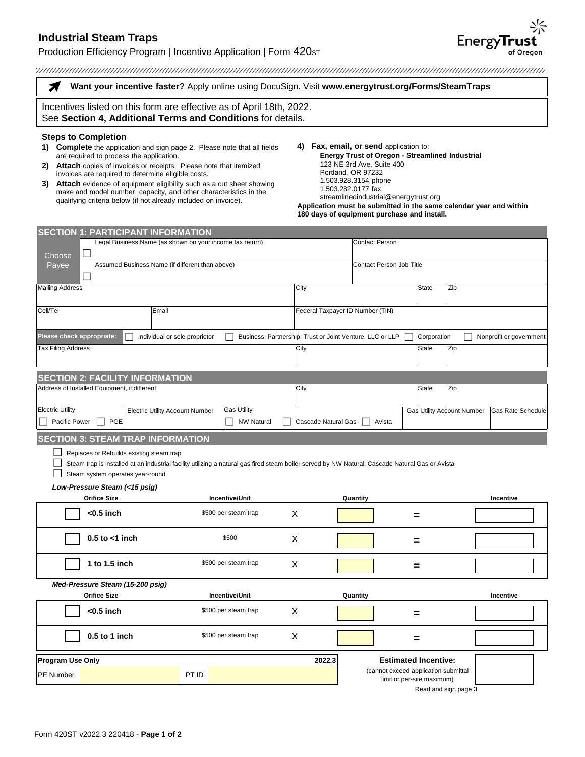# Industrial Steam Traps

Production Efficiency Program | Incentive Application | Form 420ST

**Want your incentive faster?** Apply online using DocuSign. Visit **www.energytrust.org/Forms/SteamTraps**

Incentives listed on this form are effective as of April 18th, 2022.
See **Section 4, Additional Terms and Conditions** for details.

### Steps to Completion

1) **Complete** the application and sign page 2. Please note that all fields are required to process the application.
2) **Attach** copies of invoices or receipts. Please note that itemized invoices are required to determine eligible costs.
3) **Attach** evidence of equipment eligibility such as a cut sheet showing make and model number, capacity, and other characteristics in the qualifying criteria below (if not already included on invoice).
4) **Fax, email, or send** application to:
   **Energy Trust of Oregon - Streamlined Industrial**
   123 NE 3rd Ave, Suite 400
   Portland, OR 97232
   1.503.928.3154 phone
   1.503.282.0177 fax
   streamlinedindustrial@energytrust.org

**Application must be submitted in the same calendar year and within 180 days of equipment purchase and install.**

## SECTION 1: PARTICIPANT INFORMATION

| Choose Payee | | | |
|---|---|---|---|
| ☐ | Legal Business Name (as shown on your income tax return) | Contact Person | |
| ☐ | Assumed Business Name (if different than above) | Contact Person Job Title | |

| Mailing Address | City | State | Zip |
|---|---|---|---|
| | | | |

| Cell/Tel | Email | Federal Taxpayer ID Number (TIN) |
|---|---|---|
| | | |

**Please check appropriate:** ☐ Individual or sole proprietor ☐ Business, Partnership, Trust or Joint Venture, LLC or LLP ☐ Corporation ☐ Nonprofit or government

| Tax Filing Address | City | State | Zip |
|---|---|---|---|
| | | | |

## SECTION 2: FACILITY INFORMATION

| Address of Installed Equipment, if different | City | State | Zip |
|---|---|---|---|
| | | | |

| Electric Utility | Electric Utility Account Number | Gas Utility | Gas Utility Account Number | Gas Rate Schedule |
|---|---|---|---|---|
| ☐ Pacific Power ☐ PGE | | ☐ NW Natural ☐ Cascade Natural Gas ☐ Avista | | |

## SECTION 3: STEAM TRAP INFORMATION

☐ Replaces or Rebuilds existing steam trap
☐ Steam trap is installed at an industrial facility utilizing a natural gas fired steam boiler served by NW Natural, Cascade Natural Gas or Avista
☐ Steam system operates year-round

*Low-Pressure Steam (<15 psig)*

| Orifice Size | Incentive/Unit | | Quantity | | Incentive |
|---|---|---|---|---|---|
| ☐ <0.5 inch | $500 per steam trap | X | | = | |
| ☐ 0.5 to <1 inch | $500 | X | | = | |
| ☐ 1 to 1.5 inch | $500 per steam trap | X | | = | |

*Med-Pressure Steam (15-200 psig)*

| Orifice Size | Incentive/Unit | | Quantity | | Incentive |
|---|---|---|---|---|---|
| ☐ <0.5 inch | $500 per steam trap | X | | = | |
| ☐ 0.5 to 1 inch | $500 per steam trap | X | | = | |

| Program Use Only | | | 2022.3 |
|---|---|---|---|
| PE Number | | PT ID | |

**Estimated Incentive:** (cannot exceed application submittal limit or per-site maximum)

Read and sign page 3

Form 420ST v2022.3 220418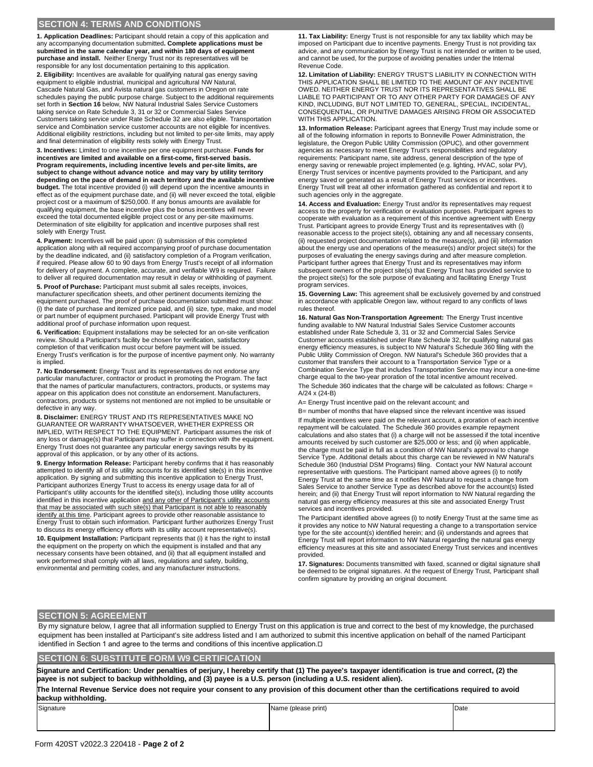## SECTION 4: TERMS AND CONDITIONS

**1. Application Deadlines:** Participant should retain a copy of this application and any accompanying documentation submitted**. Complete applications must be submitted in the same calendar year, and within 180 days of equipment purchase and install.** Neither Energy Trust nor its representatives will be responsible for any lost documentation pertaining to this application.

**2. Eligibility:** Incentives are available for qualifying natural gas energy saving equipment to eligible industrial, municipal and agricultural NW Natural, Cascade Natural Gas, and Avista natural gas customers in Oregon on rate schedules paying the public purpose charge. Subject to the additional requirements set forth in **Section 16** below, NW Natural Industrial Sales Service Customers taking service on Rate Schedule 3, 31 or 32 or Commercial Sales Service Customers taking service under Rate Schedule 32 are also eligible. Transportation service and Combination service customer accounts are not eligible for incentives. Additional eligibility restrictions, including but not limited to per-site limits, may apply and final determination of eligibility rests solely with Energy Trust.

**3. Incentives:** Limited to one incentive per one equipment purchase. **Funds for incentives are limited and available on a first-come, first-served basis. Program requirements, including incentive levels and per-site limits, are subject to change without advance notice and may vary by utility territory depending on the pace of demand in each territory and the available incentive budget.** The total incentive provided (i) will depend upon the incentive amounts in effect as of the equipment purchase date, and (ii) will never exceed the total, eligible project cost or a maximum of $250,000. If any bonus amounts are available for qualifying equipment, the base incentive plus the bonus incentives will never exceed the total documented eligible project cost or any per-site maximums. Determination of site eligibility for application and incentive purposes shall rest solely with Energy Trust.

**4. Payment:** Incentives will be paid upon: (i) submission of this completed application along with all required accompanying proof of purchase documentation by the deadline indicated, and (ii) satisfactory completion of a Program verification, if required. Please allow 60 to 90 days from Energy Trust's receipt of all information for delivery of payment. A complete, accurate, and verifiable W9 is required. Failure to deliver all required documentation may result in delay or withholding of payment.

**5. Proof of Purchase:** Participant must submit all sales receipts, invoices, manufacturer specification sheets, and other pertinent documents itemizing the equipment purchased. The proof of purchase documentation submitted must show: (i) the date of purchase and itemized price paid, and (ii) size, type, make, and model or part number of equipment purchased. Participant will provide Energy Trust with additional proof of purchase information upon request.

**6. Verification:** Equipment installations may be selected for an on-site verification review. Should a Participant's facility be chosen for verification, satisfactory completion of that verification must occur before payment will be issued. Energy Trust's verification is for the purpose of incentive payment only. No warranty is implied.

**7. No Endorsement:** Energy Trust and its representatives do not endorse any particular manufacturer, contractor or product in promoting the Program. The fact that the names of particular manufacturers, contractors, products, or systems may appear on this application does not constitute an endorsement. Manufacturers, contractors, products or systems not mentioned are not implied to be unsuitable or defective in any way.

**8. Disclaimer:** ENERGY TRUST AND ITS REPRESENTATIVES MAKE NO GUARANTEE OR WARRANTY WHATSOEVER, WHETHER EXPRESS OR IMPLIED, WITH RESPECT TO THE EQUIPMENT. Participant assumes the risk of any loss or damage(s) that Participant may suffer in connection with the equipment. Energy Trust does not guarantee any particular energy savings results by its approval of this application, or by any other of its actions.

**9. Energy Information Release:** Participant hereby confirms that it has reasonably attempted to identify all of its utility accounts for its identified site(s) in this incentive application. By signing and submitting this incentive application to Energy Trust, Participant authorizes Energy Trust to access its energy usage data for all of Participant's utility accounts for the identified site(s), including those utility accounts identified in this incentive application and any other of Participant's utility accounts that may be associated with such site(s) that Participant is not able to reasonably identify at this time. Participant agrees to provide other reasonable assistance to Energy Trust to obtain such information. Participant further authorizes Energy Trust to discuss its energy efficiency efforts with its utility account representative(s).

**10. Equipment Installation:** Participant represents that (i) it has the right to install the equipment on the property on which the equipment is installed and that any necessary consents have been obtained, and (ii) that all equipment installed and work performed shall comply with all laws, regulations and safety, building, environmental and permitting codes, and any manufacturer instructions.

**11. Tax Liability:** Energy Trust is not responsible for any tax liability which may be imposed on Participant due to incentive payments. Energy Trust is not providing tax advice, and any communication by Energy Trust is not intended or written to be used, and cannot be used, for the purpose of avoiding penalties under the Internal Revenue Code.

**12. Limitation of Liability:** ENERGY TRUST'S LIABILITY IN CONNECTION WITH THIS APPLICATION SHALL BE LIMITED TO THE AMOUNT OF ANY INCENTIVE OWED. NEITHER ENERGY TRUST NOR ITS REPRESENTATIVES SHALL BE LIABLE TO PARTICIPANT OR TO ANY OTHER PARTY FOR DAMAGES OF ANY KIND, INCLUDING, BUT NOT LIMITED TO, GENERAL, SPECIAL, INCIDENTAL, CONSEQUENTIAL, OR PUNITIVE DAMAGES ARISING FROM OR ASSOCIATED WITH THIS APPLICATION.

**13. Information Release:** Participant agrees that Energy Trust may include some or all of the following information in reports to Bonneville Power Administration, the legislature, the Oregon Public Utility Commission (OPUC), and other government agencies as necessary to meet Energy Trust's responsibilities and regulatory requirements: Participant name, site address, general description of the type of energy saving or renewable project implemented (e.g. lighting, HVAC, solar PV), Energy Trust services or incentive payments provided to the Participant, and any energy saved or generated as a result of Energy Trust services or incentives. Energy Trust will treat all other information gathered as confidential and report it to such agencies only in the aggregate.

**14. Access and Evaluation:** Energy Trust and/or its representatives may request access to the property for verification or evaluation purposes. Participant agrees to cooperate with evaluation as a requirement of this incentive agreement with Energy Trust. Participant agrees to provide Energy Trust and its representatives with (i) reasonable access to the project site(s), obtaining any and all necessary consents, (ii) requested project documentation related to the measure(s), and (iii) information about the energy use and operations of the measure(s) and/or project site(s) for the purposes of evaluating the energy savings during and after measure completion. Participant further agrees that Energy Trust and its representatives may inform subsequent owners of the project site(s) that Energy Trust has provided service to the project site(s) for the sole purpose of evaluating and facilitating Energy Trust program services.

**15. Governing Law:** This agreement shall be exclusively governed by and construed in accordance with applicable Oregon law, without regard to any conflicts of laws rules thereof.

**16. Natural Gas Non-Transportation Agreement:** The Energy Trust incentive funding available to NW Natural Industrial Sales Service Customer accounts established under Rate Schedule 3, 31 or 32 and Commercial Sales Service Customer accounts established under Rate Schedule 32, for qualifying natural gas energy efficiency measures, is subject to NW Natural's Schedule 360 filing with the Public Utility Commission of Oregon. NW Natural's Schedule 360 provides that a customer that transfers their account to a Transportation Service Type or a Combination Service Type that includes Transportation Service may incur a one-time charge equal to the two-year proration of the total incentive amount received.

The Schedule 360 indicates that the charge will be calculated as follows: Charge = A/24 x (24-B)

A= Energy Trust incentive paid on the relevant account; and

B= number of months that have elapsed since the relevant incentive was issued

If multiple incentives were paid on the relevant account, a proration of each incentive repayment will be calculated. The Schedule 360 provides example repayment calculations and also states that (i) a charge will not be assessed if the total incentive amounts received by such customer are $25,000 or less; and (ii) when applicable, the charge must be paid in full as a condition of NW Natural's approval to change Service Type. Additional details about this charge can be reviewed in NW Natural's Schedule 360 (Industrial DSM Programs) filing. Contact your NW Natural account representative with questions. The Participant named above agrees (i) to notify Energy Trust at the same time as it notifies NW Natural to request a change from Sales Service to another Service Type as described above for the account(s) listed herein; and (ii) that Energy Trust will report information to NW Natural regarding the natural gas energy efficiency measures at this site and associated Energy Trust services and incentives provided.

The Participant identified above agrees (i) to notify Energy Trust at the same time as it provides any notice to NW Natural requesting a change to a transportation service type for the site account(s) identified herein; and (ii) understands and agrees that Energy Trust will report information to NW Natural regarding the natural gas energy efficiency measures at this site and associated Energy Trust services and incentives provided.

**17. Signatures:** Documents transmitted with faxed, scanned or digital signature shall be deemed to be original signatures. At the request of Energy Trust, Participant shall confirm signature by providing an original document.

## SECTION 5: AGREEMENT

By my signature below, I agree that all information supplied to Energy Trust on this application is true and correct to the best of my knowledge, the purchased equipment has been installed at Participant's site address listed and I am authorized to submit this incentive application on behalf of the named Participant identified in Section 1 and agree to the terms and conditions of this incentive application.☐

## SECTION 6: SUBSTITUTE FORM W9 CERTIFICATION

**Signature and Certification: Under penalties of perjury, I hereby certify that (1) The payee's taxpayer identification is true and correct, (2) the payee is not subject to backup withholding, and (3) payee is a U.S. person (including a U.S. resident alien).**

**The Internal Revenue Service does not require your consent to any provision of this document other than the certifications required to avoid backup withholding.**

| Signature | Name (please print) | Date |
|---|---|---|
| | | |

Form 420ST v2022.3 220418